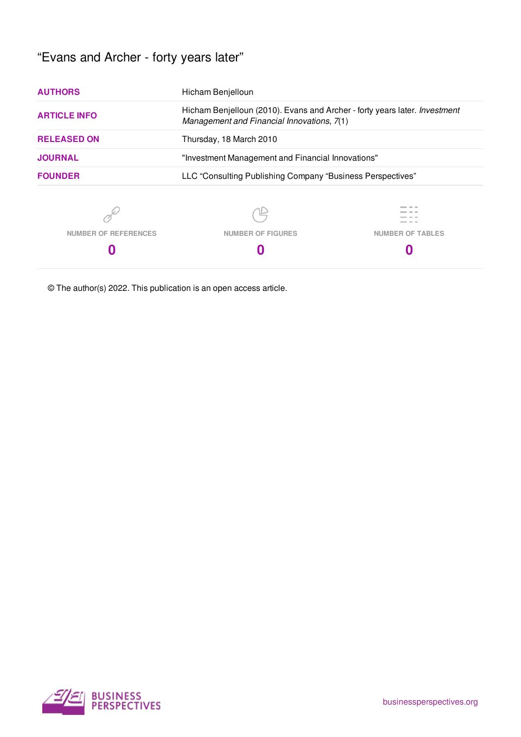# "Evans and Archer - forty years later"

| | |
|---|---|
| **AUTHORS** | Hicham Benjelloun |
| **ARTICLE INFO** | Hicham Benjelloun (2010). Evans and Archer - forty years later. *Investment Management and Financial Innovations*, *7*(1) |
| **RELEASED ON** | Thursday, 18 March 2010 |
| **JOURNAL** | "Investment Management and Financial Innovations" |
| **FOUNDER** | LLC "Consulting Publishing Company "Business Perspectives" |

| NUMBER OF REFERENCES | NUMBER OF FIGURES | NUMBER OF TABLES |
|---|---|---|
| **0** | **0** | **0** |

© The author(s) 2022. This publication is an open access article.

BUSINESS PERSPECTIVES

businessperspectives.org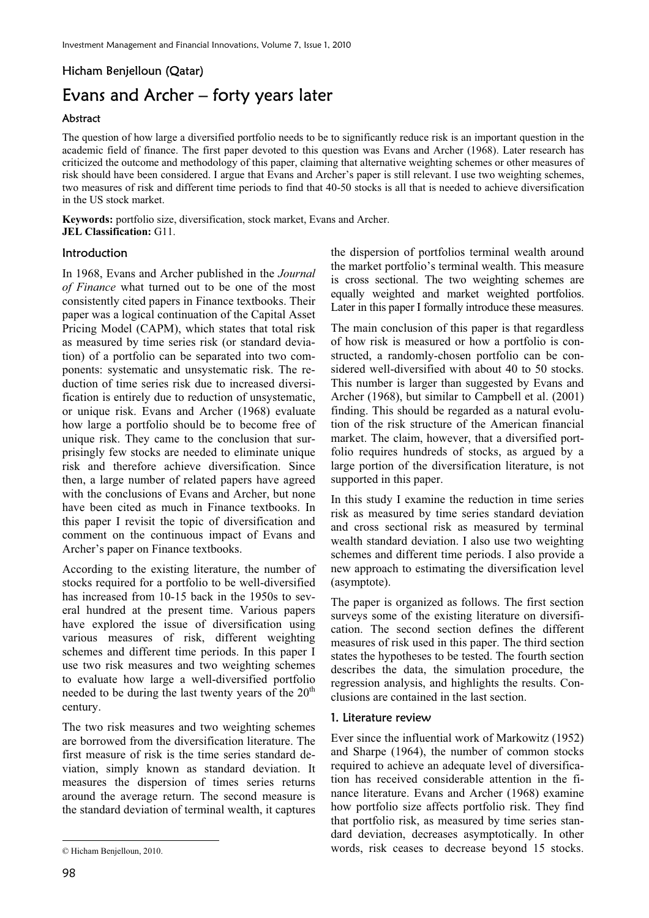Hicham Benjelloun (Qatar)

# Evans and Archer – forty years later

### Abstract

The question of how large a diversified portfolio needs to be to significantly reduce risk is an important question in the academic field of finance. The first paper devoted to this question was Evans and Archer (1968). Later research has criticized the outcome and methodology of this paper, claiming that alternative weighting schemes or other measures of risk should have been considered. I argue that Evans and Archer's paper is still relevant. I use two weighting schemes, two measures of risk and different time periods to find that 40-50 stocks is all that is needed to achieve diversification in the US stock market.

**Keywords:** portfolio size, diversification, stock market, Evans and Archer.
**JEL Classification:** G11.

## Introduction

In 1968, Evans and Archer published in the *Journal of Finance* what turned out to be one of the most consistently cited papers in Finance textbooks. Their paper was a logical continuation of the Capital Asset Pricing Model (CAPM), which states that total risk as measured by time series risk (or standard deviation) of a portfolio can be separated into two components: systematic and unsystematic risk. The reduction of time series risk due to increased diversification is entirely due to reduction of unsystematic, or unique risk. Evans and Archer (1968) evaluate how large a portfolio should be to become free of unique risk. They came to the conclusion that surprisingly few stocks are needed to eliminate unique risk and therefore achieve diversification. Since then, a large number of related papers have agreed with the conclusions of Evans and Archer, but none have been cited as much in Finance textbooks. In this paper I revisit the topic of diversification and comment on the continuous impact of Evans and Archer's paper on Finance textbooks.

According to the existing literature, the number of stocks required for a portfolio to be well-diversified has increased from 10-15 back in the 1950s to several hundred at the present time. Various papers have explored the issue of diversification using various measures of risk, different weighting schemes and different time periods. In this paper I use two risk measures and two weighting schemes to evaluate how large a well-diversified portfolio needed to be during the last twenty years of the 20th century.

The two risk measures and two weighting schemes are borrowed from the diversification literature. The first measure of risk is the time series standard deviation, simply known as standard deviation. It measures the dispersion of times series returns around the average return. The second measure is the standard deviation of terminal wealth, it captures the dispersion of portfolios terminal wealth around the market portfolio's terminal wealth. This measure is cross sectional. The two weighting schemes are equally weighted and market weighted portfolios. Later in this paper I formally introduce these measures.

The main conclusion of this paper is that regardless of how risk is measured or how a portfolio is constructed, a randomly-chosen portfolio can be considered well-diversified with about 40 to 50 stocks. This number is larger than suggested by Evans and Archer (1968), but similar to Campbell et al. (2001) finding. This should be regarded as a natural evolution of the risk structure of the American financial market. The claim, however, that a diversified portfolio requires hundreds of stocks, as argued by a large portion of the diversification literature, is not supported in this paper.

In this study I examine the reduction in time series risk as measured by time series standard deviation and cross sectional risk as measured by terminal wealth standard deviation. I also use two weighting schemes and different time periods. I also provide a new approach to estimating the diversification level (asymptote).

The paper is organized as follows. The first section surveys some of the existing literature on diversification. The second section defines the different measures of risk used in this paper. The third section states the hypotheses to be tested. The fourth section describes the data, the simulation procedure, the regression analysis, and highlights the results. Conclusions are contained in the last section.

## 1. Literature review

Ever since the influential work of Markowitz (1952) and Sharpe (1964), the number of common stocks required to achieve an adequate level of diversification has received considerable attention in the finance literature. Evans and Archer (1968) examine how portfolio size affects portfolio risk. They find that portfolio risk, as measured by time series standard deviation, decreases asymptotically. In other words, risk ceases to decrease beyond 15 stocks.

© Hicham Benjelloun, 2010.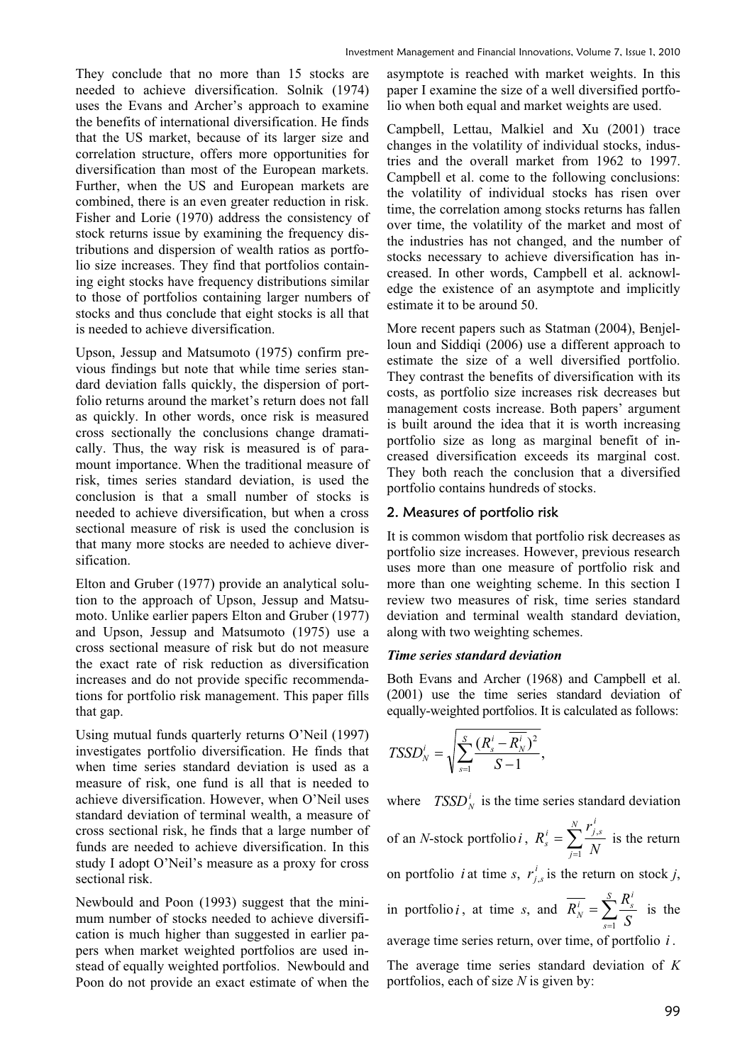They conclude that no more than 15 stocks are needed to achieve diversification. Solnik (1974) uses the Evans and Archer's approach to examine the benefits of international diversification. He finds that the US market, because of its larger size and correlation structure, offers more opportunities for diversification than most of the European markets. Further, when the US and European markets are combined, there is an even greater reduction in risk. Fisher and Lorie (1970) address the consistency of stock returns issue by examining the frequency distributions and dispersion of wealth ratios as portfolio size increases. They find that portfolios containing eight stocks have frequency distributions similar to those of portfolios containing larger numbers of stocks and thus conclude that eight stocks is all that is needed to achieve diversification.

Upson, Jessup and Matsumoto (1975) confirm previous findings but note that while time series standard deviation falls quickly, the dispersion of portfolio returns around the market's return does not fall as quickly. In other words, once risk is measured cross sectionally the conclusions change dramatically. Thus, the way risk is measured is of paramount importance. When the traditional measure of risk, times series standard deviation, is used the conclusion is that a small number of stocks is needed to achieve diversification, but when a cross sectional measure of risk is used the conclusion is that many more stocks are needed to achieve diversification.

Elton and Gruber (1977) provide an analytical solution to the approach of Upson, Jessup and Matsumoto. Unlike earlier papers Elton and Gruber (1977) and Upson, Jessup and Matsumoto (1975) use a cross sectional measure of risk but do not measure the exact rate of risk reduction as diversification increases and do not provide specific recommendations for portfolio risk management. This paper fills that gap.

Using mutual funds quarterly returns O'Neil (1997) investigates portfolio diversification. He finds that when time series standard deviation is used as a measure of risk, one fund is all that is needed to achieve diversification. However, when O'Neil uses standard deviation of terminal wealth, a measure of cross sectional risk, he finds that a large number of funds are needed to achieve diversification. In this study I adopt O'Neil's measure as a proxy for cross sectional risk.

Newbould and Poon (1993) suggest that the minimum number of stocks needed to achieve diversification is much higher than suggested in earlier papers when market weighted portfolios are used instead of equally weighted portfolios. Newbould and Poon do not provide an exact estimate of when the asymptote is reached with market weights. In this paper I examine the size of a well diversified portfolio when both equal and market weights are used.

Campbell, Lettau, Malkiel and Xu (2001) trace changes in the volatility of individual stocks, industries and the overall market from 1962 to 1997. Campbell et al. come to the following conclusions: the volatility of individual stocks has risen over time, the correlation among stocks returns has fallen over time, the volatility of the market and most of the industries has not changed, and the number of stocks necessary to achieve diversification has increased. In other words, Campbell et al. acknowledge the existence of an asymptote and implicitly estimate it to be around 50.

More recent papers such as Statman (2004), Benjelloun and Siddiqi (2006) use a different approach to estimate the size of a well diversified portfolio. They contrast the benefits of diversification with its costs, as portfolio size increases risk decreases but management costs increase. Both papers' argument is built around the idea that it is worth increasing portfolio size as long as marginal benefit of increased diversification exceeds its marginal cost. They both reach the conclusion that a diversified portfolio contains hundreds of stocks.

## 2. Measures of portfolio risk

It is common wisdom that portfolio risk decreases as portfolio size increases. However, previous research uses more than one measure of portfolio risk and more than one weighting scheme. In this section I review two measures of risk, time series standard deviation and terminal wealth standard deviation, along with two weighting schemes.

***Time series standard deviation***

Both Evans and Archer (1968) and Campbell et al. (2001) use the time series standard deviation of equally-weighted portfolios. It is calculated as follows:

$$TSSD_N^i = \sqrt{\sum_{s=1}^{S} \frac{(R_s^i - \overline{R_N^i})^2}{S-1}},$$

where $TSSD_N^i$ is the time series standard deviation of an *N*-stock portfolio $i$, $R_s^i = \sum_{j=1}^{N} \frac{r_{j,s}^i}{N}$ is the return on portfolio $i$ at time *s*, $r_{j,s}^i$ is the return on stock *j*, in portfolio $i$, at time *s*, and $\overline{R_N^i} = \sum_{s=1}^{S} \frac{R_s^i}{S}$ is the average time series return, over time, of portfolio $i$.

The average time series standard deviation of *K* portfolios, each of size *N* is given by: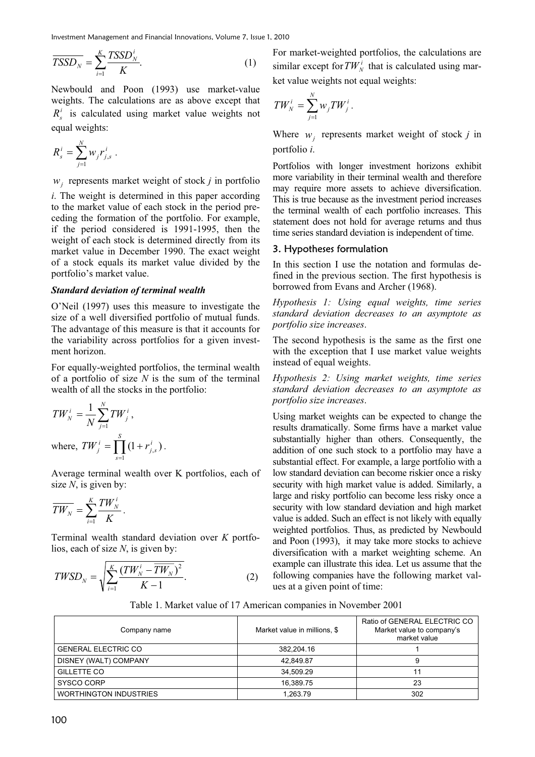$$\overline{TSSD_N} = \sum_{i=1}^{K} \frac{TSSD_N^i}{K}. \quad (1)$$

Newbould and Poon (1993) use market-value weights. The calculations are as above except that $R_s^i$ is calculated using market value weights not equal weights:

$$R_s^i = \sum_{j=1}^{N} w_j r_{j,s}^i .$$

$w_j$ represents market weight of stock *j* in portfolio *i*. The weight is determined in this paper according to the market value of each stock in the period preceding the formation of the portfolio. For example, if the period considered is 1991-1995, then the weight of each stock is determined directly from its market value in December 1990. The exact weight of a stock equals its market value divided by the portfolio's market value.

***Standard deviation of terminal wealth***

O'Neil (1997) uses this measure to investigate the size of a well diversified portfolio of mutual funds. The advantage of this measure is that it accounts for the variability across portfolios for a given investment horizon.

For equally-weighted portfolios, the terminal wealth of a portfolio of size *N* is the sum of the terminal wealth of all the stocks in the portfolio:

$$TW_N^i = \frac{1}{N} \sum_{j=1}^{N} TW_j^i ,$$

where, $TW_j^i = \prod_{s=1}^{S} (1 + r_{j,s}^i)$.

Average terminal wealth over K portfolios, each of size *N*, is given by:

$$\overline{TW_N} = \sum_{i=1}^{K} \frac{TW_N^i}{K} .$$

Terminal wealth standard deviation over *K* portfolios, each of size *N*, is given by:

$$TWSD_N = \sqrt{\sum_{i=1}^{K} \frac{(TW_N^i - \overline{TW_N})^2}{K-1}}. \quad (2)$$

For market-weighted portfolios, the calculations are similar except for $TW_N^i$ that is calculated using market value weights not equal weights:

$$TW_N^i = \sum_{j=1}^{N} w_j TW_j^i .$$

Where $w_j$ represents market weight of stock *j* in portfolio *i*.

Portfolios with longer investment horizons exhibit more variability in their terminal wealth and therefore may require more assets to achieve diversification. This is true because as the investment period increases the terminal wealth of each portfolio increases. This statement does not hold for average returns and thus time series standard deviation is independent of time.

## 3. Hypotheses formulation

In this section I use the notation and formulas defined in the previous section. The first hypothesis is borrowed from Evans and Archer (1968).

*Hypothesis 1: Using equal weights, time series standard deviation decreases to an asymptote as portfolio size increases*.

The second hypothesis is the same as the first one with the exception that I use market value weights instead of equal weights.

*Hypothesis 2: Using market weights, time series standard deviation decreases to an asymptote as portfolio size increases*.

Using market weights can be expected to change the results dramatically. Some firms have a market value substantially higher than others. Consequently, the addition of one such stock to a portfolio may have a substantial effect. For example, a large portfolio with a low standard deviation can become riskier once a risky security with high market value is added. Similarly, a large and risky portfolio can become less risky once a security with low standard deviation and high market value is added. Such an effect is not likely with equally weighted portfolios. Thus, as predicted by Newbould and Poon (1993), it may take more stocks to achieve diversification with a market weighting scheme. An example can illustrate this idea. Let us assume that the following companies have the following market values at a given point of time:

Table 1. Market value of 17 American companies in November 2001

| Company name | Market value in millions, $ | Ratio of GENERAL ELECTRIC CO Market value to company's market value |
|---|---|---|
| GENERAL ELECTRIC CO | 382,204.16 | 1 |
| DISNEY (WALT) COMPANY | 42,849.87 | 9 |
| GILLETTE CO | 34,509.29 | 11 |
| SYSCO CORP | 16,389.75 | 23 |
| WORTHINGTON INDUSTRIES | 1,263.79 | 302 |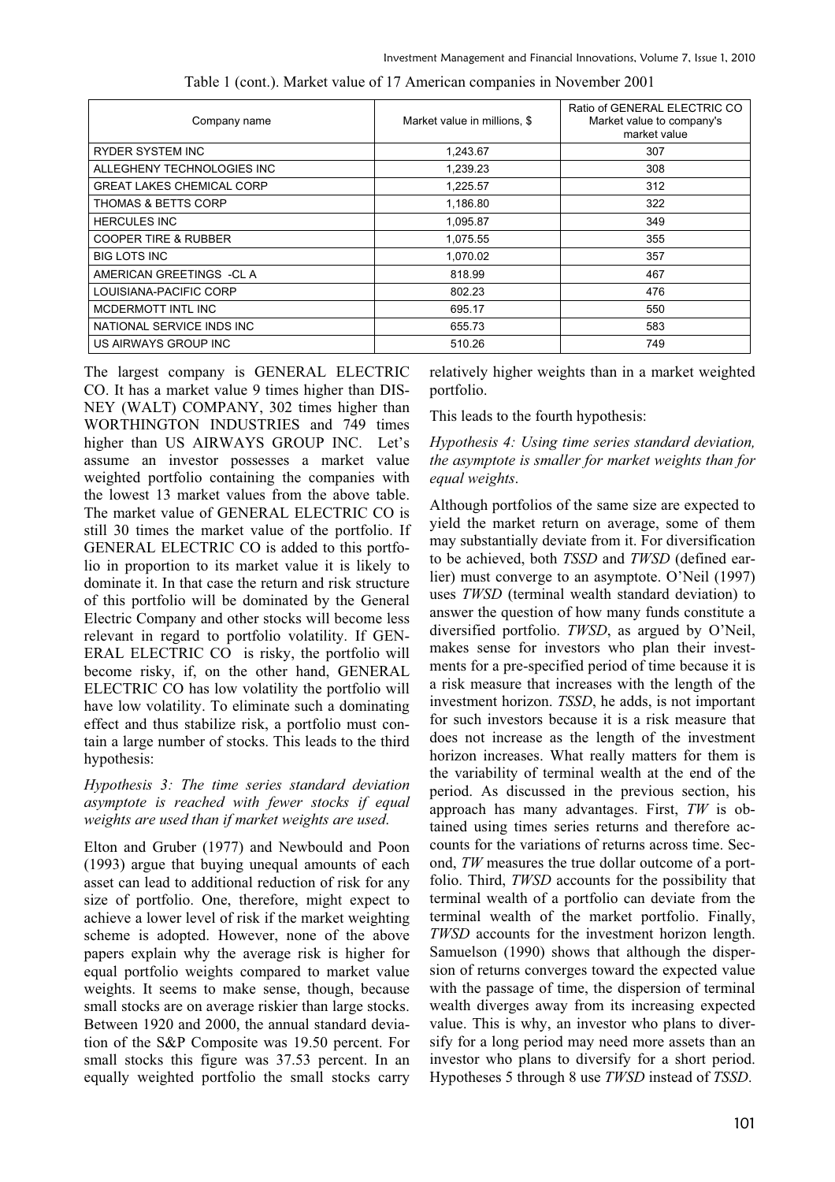Table 1 (cont.). Market value of 17 American companies in November 2001

| Company name | Market value in millions, $ | Ratio of GENERAL ELECTRIC CO Market value to company's market value |
|---|---|---|
| RYDER SYSTEM INC | 1,243.67 | 307 |
| ALLEGHENY TECHNOLOGIES INC | 1,239.23 | 308 |
| GREAT LAKES CHEMICAL CORP | 1,225.57 | 312 |
| THOMAS & BETTS CORP | 1,186.80 | 322 |
| HERCULES INC | 1,095.87 | 349 |
| COOPER TIRE & RUBBER | 1,075.55 | 355 |
| BIG LOTS INC | 1,070.02 | 357 |
| AMERICAN GREETINGS -CL A | 818.99 | 467 |
| LOUISIANA-PACIFIC CORP | 802.23 | 476 |
| MCDERMOTT INTL INC | 695.17 | 550 |
| NATIONAL SERVICE INDS INC | 655.73 | 583 |
| US AIRWAYS GROUP INC | 510.26 | 749 |

The largest company is GENERAL ELECTRIC CO. It has a market value 9 times higher than DISNEY (WALT) COMPANY, 302 times higher than WORTHINGTON INDUSTRIES and 749 times higher than US AIRWAYS GROUP INC. Let's assume an investor possesses a market value weighted portfolio containing the companies with the lowest 13 market values from the above table. The market value of GENERAL ELECTRIC CO is still 30 times the market value of the portfolio. If GENERAL ELECTRIC CO is added to this portfolio in proportion to its market value it is likely to dominate it. In that case the return and risk structure of this portfolio will be dominated by the General Electric Company and other stocks will become less relevant in regard to portfolio volatility. If GENERAL ELECTRIC CO is risky, the portfolio will become risky, if, on the other hand, GENERAL ELECTRIC CO has low volatility the portfolio will have low volatility. To eliminate such a dominating effect and thus stabilize risk, a portfolio must contain a large number of stocks. This leads to the third hypothesis:

*Hypothesis 3: The time series standard deviation asymptote is reached with fewer stocks if equal weights are used than if market weights are used.*

Elton and Gruber (1977) and Newbould and Poon (1993) argue that buying unequal amounts of each asset can lead to additional reduction of risk for any size of portfolio. One, therefore, might expect to achieve a lower level of risk if the market weighting scheme is adopted. However, none of the above papers explain why the average risk is higher for equal portfolio weights compared to market value weights. It seems to make sense, though, because small stocks are on average riskier than large stocks. Between 1920 and 2000, the annual standard deviation of the S&P Composite was 19.50 percent. For small stocks this figure was 37.53 percent. In an equally weighted portfolio the small stocks carry relatively higher weights than in a market weighted portfolio.

This leads to the fourth hypothesis:

*Hypothesis 4: Using time series standard deviation, the asymptote is smaller for market weights than for equal weights.*

Although portfolios of the same size are expected to yield the market return on average, some of them may substantially deviate from it. For diversification to be achieved, both *TSSD* and *TWSD* (defined earlier) must converge to an asymptote. O'Neil (1997) uses *TWSD* (terminal wealth standard deviation) to answer the question of how many funds constitute a diversified portfolio. *TWSD*, as argued by O'Neil, makes sense for investors who plan their investments for a pre-specified period of time because it is a risk measure that increases with the length of the investment horizon. *TSSD*, he adds, is not important for such investors because it is a risk measure that does not increase as the length of the investment horizon increases. What really matters for them is the variability of terminal wealth at the end of the period. As discussed in the previous section, his approach has many advantages. First, *TW* is obtained using times series returns and therefore accounts for the variations of returns across time. Second, *TW* measures the true dollar outcome of a portfolio. Third, *TWSD* accounts for the possibility that terminal wealth of a portfolio can deviate from the terminal wealth of the market portfolio. Finally, *TWSD* accounts for the investment horizon length. Samuelson (1990) shows that although the dispersion of returns converges toward the expected value with the passage of time, the dispersion of terminal wealth diverges away from its increasing expected value. This is why, an investor who plans to diversify for a long period may need more assets than an investor who plans to diversify for a short period. Hypotheses 5 through 8 use *TWSD* instead of *TSSD*.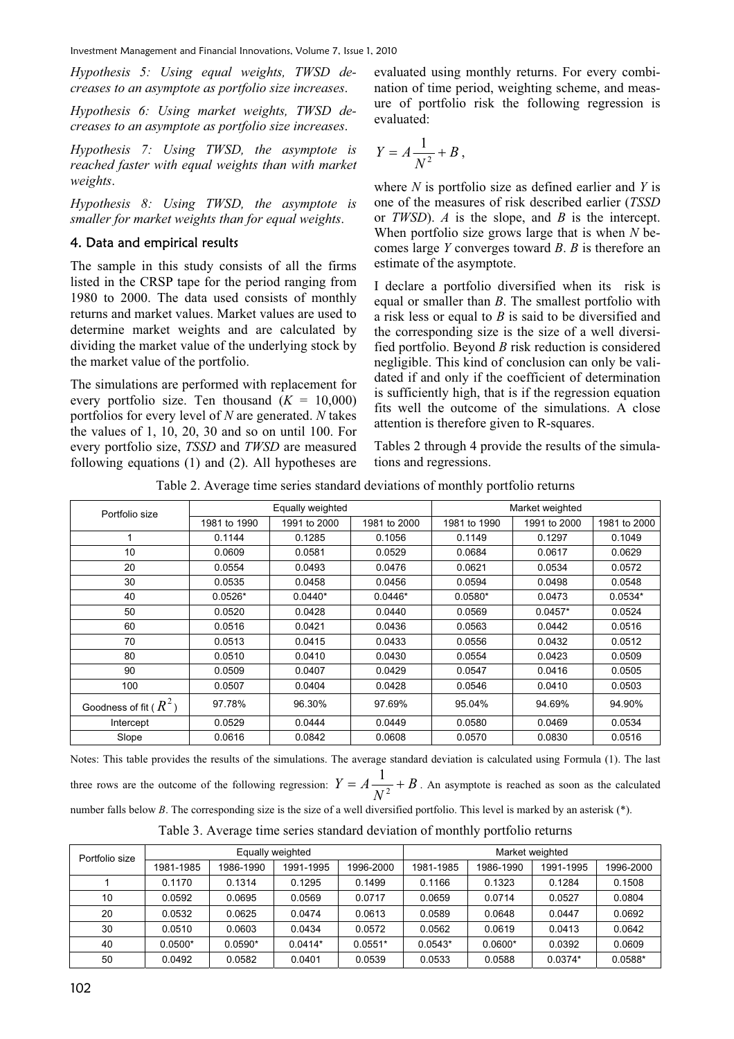*Hypothesis 5: Using equal weights, TWSD decreases to an asymptote as portfolio size increases.*

*Hypothesis 6: Using market weights, TWSD decreases to an asymptote as portfolio size increases.*

*Hypothesis 7: Using TWSD, the asymptote is reached faster with equal weights than with market weights.*

*Hypothesis 8: Using TWSD, the asymptote is smaller for market weights than for equal weights.*

## 4. Data and empirical results

The sample in this study consists of all the firms listed in the CRSP tape for the period ranging from 1980 to 2000. The data used consists of monthly returns and market values. Market values are used to determine market weights and are calculated by dividing the market value of the underlying stock by the market value of the portfolio.

The simulations are performed with replacement for every portfolio size. Ten thousand ($K$ = 10,000) portfolios for every level of $N$ are generated. $N$ takes the values of 1, 10, 20, 30 and so on until 100. For every portfolio size, *TSSD* and *TWSD* are measured following equations (1) and (2). All hypotheses are evaluated using monthly returns. For every combination of time period, weighting scheme, and measure of portfolio risk the following regression is evaluated:

$$Y = A\frac{1}{N^2} + B,$$

where $N$ is portfolio size as defined earlier and $Y$ is one of the measures of risk described earlier (*TSSD* or *TWSD*). $A$ is the slope, and $B$ is the intercept. When portfolio size grows large that is when $N$ becomes large $Y$ converges toward $B$. $B$ is therefore an estimate of the asymptote.

I declare a portfolio diversified when its risk is equal or smaller than $B$. The smallest portfolio with a risk less or equal to $B$ is said to be diversified and the corresponding size is the size of a well diversified portfolio. Beyond $B$ risk reduction is considered negligible. This kind of conclusion can only be validated if and only if the coefficient of determination is sufficiently high, that is if the regression equation fits well the outcome of the simulations. A close attention is therefore given to R-squares.

Tables 2 through 4 provide the results of the simulations and regressions.

Table 2. Average time series standard deviations of monthly portfolio returns

| Portfolio size | Equally weighted | | | Market weighted | | |
|---|---|---|---|---|---|---|
| | 1981 to 1990 | 1991 to 2000 | 1981 to 2000 | 1981 to 1990 | 1991 to 2000 | 1981 to 2000 |
| 1 | 0.1144 | 0.1285 | 0.1056 | 0.1149 | 0.1297 | 0.1049 |
| 10 | 0.0609 | 0.0581 | 0.0529 | 0.0684 | 0.0617 | 0.0629 |
| 20 | 0.0554 | 0.0493 | 0.0476 | 0.0621 | 0.0534 | 0.0572 |
| 30 | 0.0535 | 0.0458 | 0.0456 | 0.0594 | 0.0498 | 0.0548 |
| 40 | 0.0526* | 0.0440* | 0.0446* | 0.0580* | 0.0473 | 0.0534* |
| 50 | 0.0520 | 0.0428 | 0.0440 | 0.0569 | 0.0457* | 0.0524 |
| 60 | 0.0516 | 0.0421 | 0.0436 | 0.0563 | 0.0442 | 0.0516 |
| 70 | 0.0513 | 0.0415 | 0.0433 | 0.0556 | 0.0432 | 0.0512 |
| 80 | 0.0510 | 0.0410 | 0.0430 | 0.0554 | 0.0423 | 0.0509 |
| 90 | 0.0509 | 0.0407 | 0.0429 | 0.0547 | 0.0416 | 0.0505 |
| 100 | 0.0507 | 0.0404 | 0.0428 | 0.0546 | 0.0410 | 0.0503 |
| Goodness of fit ($R^2$) | 97.78% | 96.30% | 97.69% | 95.04% | 94.69% | 94.90% |
| Intercept | 0.0529 | 0.0444 | 0.0449 | 0.0580 | 0.0469 | 0.0534 |
| Slope | 0.0616 | 0.0842 | 0.0608 | 0.0570 | 0.0830 | 0.0516 |

Notes: This table provides the results of the simulations. The average standard deviation is calculated using Formula (1). The last three rows are the outcome of the following regression: $Y = A\frac{1}{N^2} + B$. An asymptote is reached as soon as the calculated number falls below $B$. The corresponding size is the size of a well diversified portfolio. This level is marked by an asterisk (*).

Table 3. Average time series standard deviation of monthly portfolio returns

| Portfolio size | Equally weighted | | | | Market weighted | | | |
|---|---|---|---|---|---|---|---|---|
| | 1981-1985 | 1986-1990 | 1991-1995 | 1996-2000 | 1981-1985 | 1986-1990 | 1991-1995 | 1996-2000 |
| 1 | 0.1170 | 0.1314 | 0.1295 | 0.1499 | 0.1166 | 0.1323 | 0.1284 | 0.1508 |
| 10 | 0.0592 | 0.0695 | 0.0569 | 0.0717 | 0.0659 | 0.0714 | 0.0527 | 0.0804 |
| 20 | 0.0532 | 0.0625 | 0.0474 | 0.0613 | 0.0589 | 0.0648 | 0.0447 | 0.0692 |
| 30 | 0.0510 | 0.0603 | 0.0434 | 0.0572 | 0.0562 | 0.0619 | 0.0413 | 0.0642 |
| 40 | 0.0500* | 0.0590* | 0.0414* | 0.0551* | 0.0543* | 0.0600* | 0.0392 | 0.0609 |
| 50 | 0.0492 | 0.0582 | 0.0401 | 0.0539 | 0.0533 | 0.0588 | 0.0374* | 0.0588* |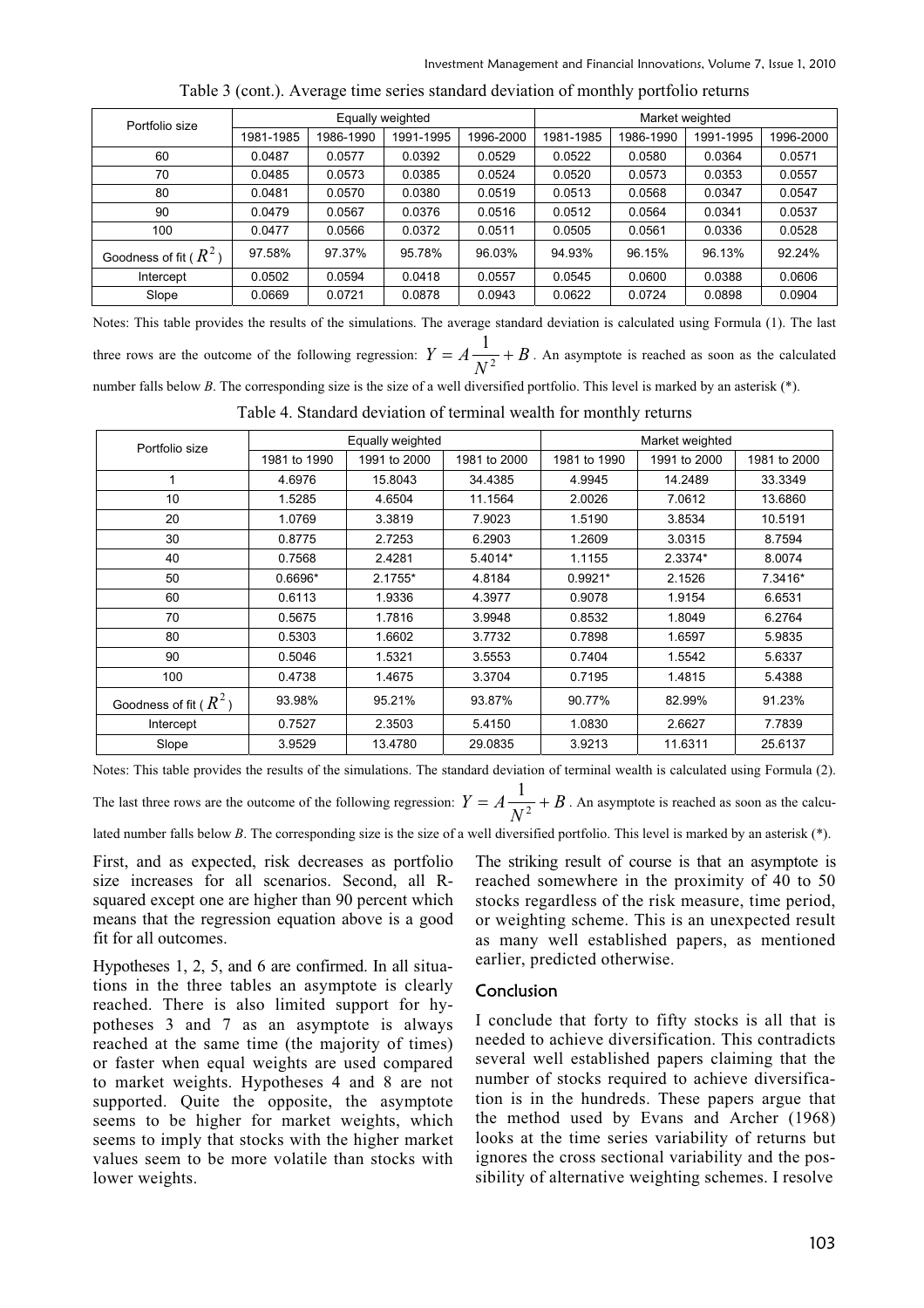Table 3 (cont.). Average time series standard deviation of monthly portfolio returns

| Portfolio size | Equally weighted | | | | Market weighted | | | |
|---|---|---|---|---|---|---|---|---|
| | 1981-1985 | 1986-1990 | 1991-1995 | 1996-2000 | 1981-1985 | 1986-1990 | 1991-1995 | 1996-2000 |
| 60 | 0.0487 | 0.0577 | 0.0392 | 0.0529 | 0.0522 | 0.0580 | 0.0364 | 0.0571 |
| 70 | 0.0485 | 0.0573 | 0.0385 | 0.0524 | 0.0520 | 0.0573 | 0.0353 | 0.0557 |
| 80 | 0.0481 | 0.0570 | 0.0380 | 0.0519 | 0.0513 | 0.0568 | 0.0347 | 0.0547 |
| 90 | 0.0479 | 0.0567 | 0.0376 | 0.0516 | 0.0512 | 0.0564 | 0.0341 | 0.0537 |
| 100 | 0.0477 | 0.0566 | 0.0372 | 0.0511 | 0.0505 | 0.0561 | 0.0336 | 0.0528 |
| Goodness of fit ($R^2$) | 97.58% | 97.37% | 95.78% | 96.03% | 94.93% | 96.15% | 96.13% | 92.24% |
| Intercept | 0.0502 | 0.0594 | 0.0418 | 0.0557 | 0.0545 | 0.0600 | 0.0388 | 0.0606 |
| Slope | 0.0669 | 0.0721 | 0.0878 | 0.0943 | 0.0622 | 0.0724 | 0.0898 | 0.0904 |

Notes: This table provides the results of the simulations. The average standard deviation is calculated using Formula (1). The last three rows are the outcome of the following regression: $Y = A\frac{1}{N^2} + B$. An asymptote is reached as soon as the calculated number falls below *B*. The corresponding size is the size of a well diversified portfolio. This level is marked by an asterisk (*).

Table 4. Standard deviation of terminal wealth for monthly returns

| Portfolio size | Equally weighted | | | Market weighted | | |
|---|---|---|---|---|---|---|
| | 1981 to 1990 | 1991 to 2000 | 1981 to 2000 | 1981 to 1990 | 1991 to 2000 | 1981 to 2000 |
| 1 | 4.6976 | 15.8043 | 34.4385 | 4.9945 | 14.2489 | 33.3349 |
| 10 | 1.5285 | 4.6504 | 11.1564 | 2.0026 | 7.0612 | 13.6860 |
| 20 | 1.0769 | 3.3819 | 7.9023 | 1.5190 | 3.8534 | 10.5191 |
| 30 | 0.8775 | 2.7253 | 6.2903 | 1.2609 | 3.0315 | 8.7594 |
| 40 | 0.7568 | 2.4281 | 5.4014* | 1.1155 | 2.3374* | 8.0074 |
| 50 | 0.6696* | 2.1755* | 4.8184 | 0.9921* | 2.1526 | 7.3416* |
| 60 | 0.6113 | 1.9336 | 4.3977 | 0.9078 | 1.9154 | 6.6531 |
| 70 | 0.5675 | 1.7816 | 3.9948 | 0.8532 | 1.8049 | 6.2764 |
| 80 | 0.5303 | 1.6602 | 3.7732 | 0.7898 | 1.6597 | 5.9835 |
| 90 | 0.5046 | 1.5321 | 3.5553 | 0.7404 | 1.5542 | 5.6337 |
| 100 | 0.4738 | 1.4675 | 3.3704 | 0.7195 | 1.4815 | 5.4388 |
| Goodness of fit ($R^2$) | 93.98% | 95.21% | 93.87% | 90.77% | 82.99% | 91.23% |
| Intercept | 0.7527 | 2.3503 | 5.4150 | 1.0830 | 2.6627 | 7.7839 |
| Slope | 3.9529 | 13.4780 | 29.0835 | 3.9213 | 11.6311 | 25.6137 |

Notes: This table provides the results of the simulations. The standard deviation of terminal wealth is calculated using Formula (2). The last three rows are the outcome of the following regression: $Y = A\frac{1}{N^2} + B$. An asymptote is reached as soon as the calculated number falls below *B*. The corresponding size is the size of a well diversified portfolio. This level is marked by an asterisk (*).

First, and as expected, risk decreases as portfolio size increases for all scenarios. Second, all R-squared except one are higher than 90 percent which means that the regression equation above is a good fit for all outcomes.

Hypotheses 1, 2, 5, and 6 are confirmed. In all situations in the three tables an asymptote is clearly reached. There is also limited support for hypotheses 3 and 7 as an asymptote is always reached at the same time (the majority of times) or faster when equal weights are used compared to market weights. Hypotheses 4 and 8 are not supported. Quite the opposite, the asymptote seems to be higher for market weights, which seems to imply that stocks with the higher market values seem to be more volatile than stocks with lower weights.

The striking result of course is that an asymptote is reached somewhere in the proximity of 40 to 50 stocks regardless of the risk measure, time period, or weighting scheme. This is an unexpected result as many well established papers, as mentioned earlier, predicted otherwise.

## Conclusion

I conclude that forty to fifty stocks is all that is needed to achieve diversification. This contradicts several well established papers claiming that the number of stocks required to achieve diversification is in the hundreds. These papers argue that the method used by Evans and Archer (1968) looks at the time series variability of returns but ignores the cross sectional variability and the possibility of alternative weighting schemes. I resolve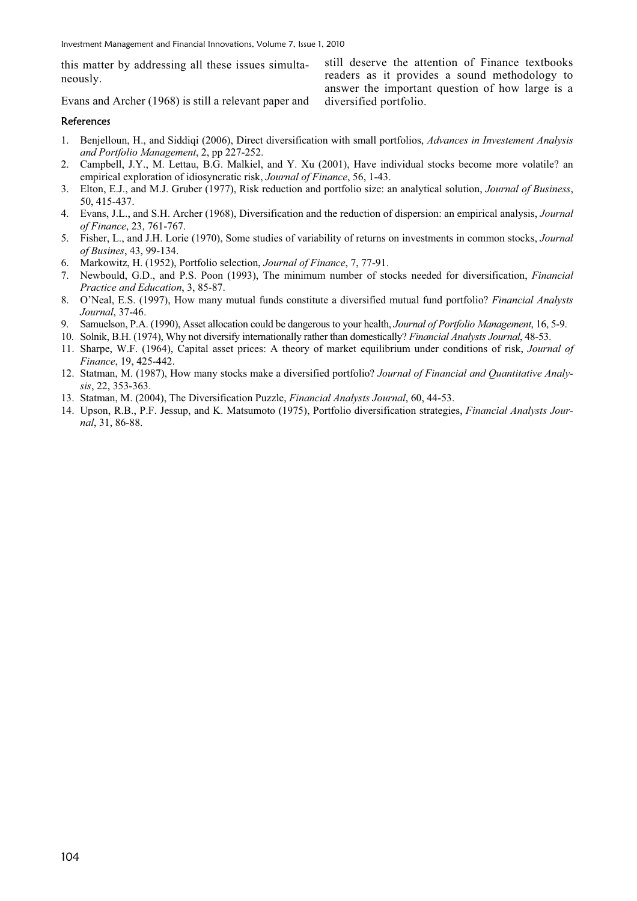this matter by addressing all these issues simultaneously.

Evans and Archer (1968) is still a relevant paper and still deserve the attention of Finance textbooks readers as it provides a sound methodology to answer the important question of how large is a diversified portfolio.

## References

1. Benjelloun, H., and Siddiqi (2006), Direct diversification with small portfolios, *Advances in Investement Analysis and Portfolio Management*, 2, pp 227-252.
2. Campbell, J.Y., M. Lettau, B.G. Malkiel, and Y. Xu (2001), Have individual stocks become more volatile? an empirical exploration of idiosyncratic risk, *Journal of Finance*, 56, 1-43.
3. Elton, E.J., and M.J. Gruber (1977), Risk reduction and portfolio size: an analytical solution, *Journal of Business*, 50, 415-437.
4. Evans, J.L., and S.H. Archer (1968), Diversification and the reduction of dispersion: an empirical analysis, *Journal of Finance*, 23, 761-767.
5. Fisher, L., and J.H. Lorie (1970), Some studies of variability of returns on investments in common stocks, *Journal of Busines*, 43, 99-134.
6. Markowitz, H. (1952), Portfolio selection, *Journal of Finance*, 7, 77-91.
7. Newbould, G.D., and P.S. Poon (1993), The minimum number of stocks needed for diversification, *Financial Practice and Education*, 3, 85-87.
8. O'Neal, E.S. (1997), How many mutual funds constitute a diversified mutual fund portfolio? *Financial Analysts Journal*, 37-46.
9. Samuelson, P.A. (1990), Asset allocation could be dangerous to your health, *Journal of Portfolio Management*, 16, 5-9.
10. Solnik, B.H. (1974), Why not diversify internationally rather than domestically? *Financial Analysts Journal*, 48-53.
11. Sharpe, W.F. (1964), Capital asset prices: A theory of market equilibrium under conditions of risk, *Journal of Finance*, 19, 425-442.
12. Statman, M. (1987), How many stocks make a diversified portfolio? *Journal of Financial and Quantitative Analysis*, 22, 353-363.
13. Statman, M. (2004), The Diversification Puzzle, *Financial Analysts Journal*, 60, 44-53.
14. Upson, R.B., P.F. Jessup, and K. Matsumoto (1975), Portfolio diversification strategies, *Financial Analysts Journal*, 31, 86-88.